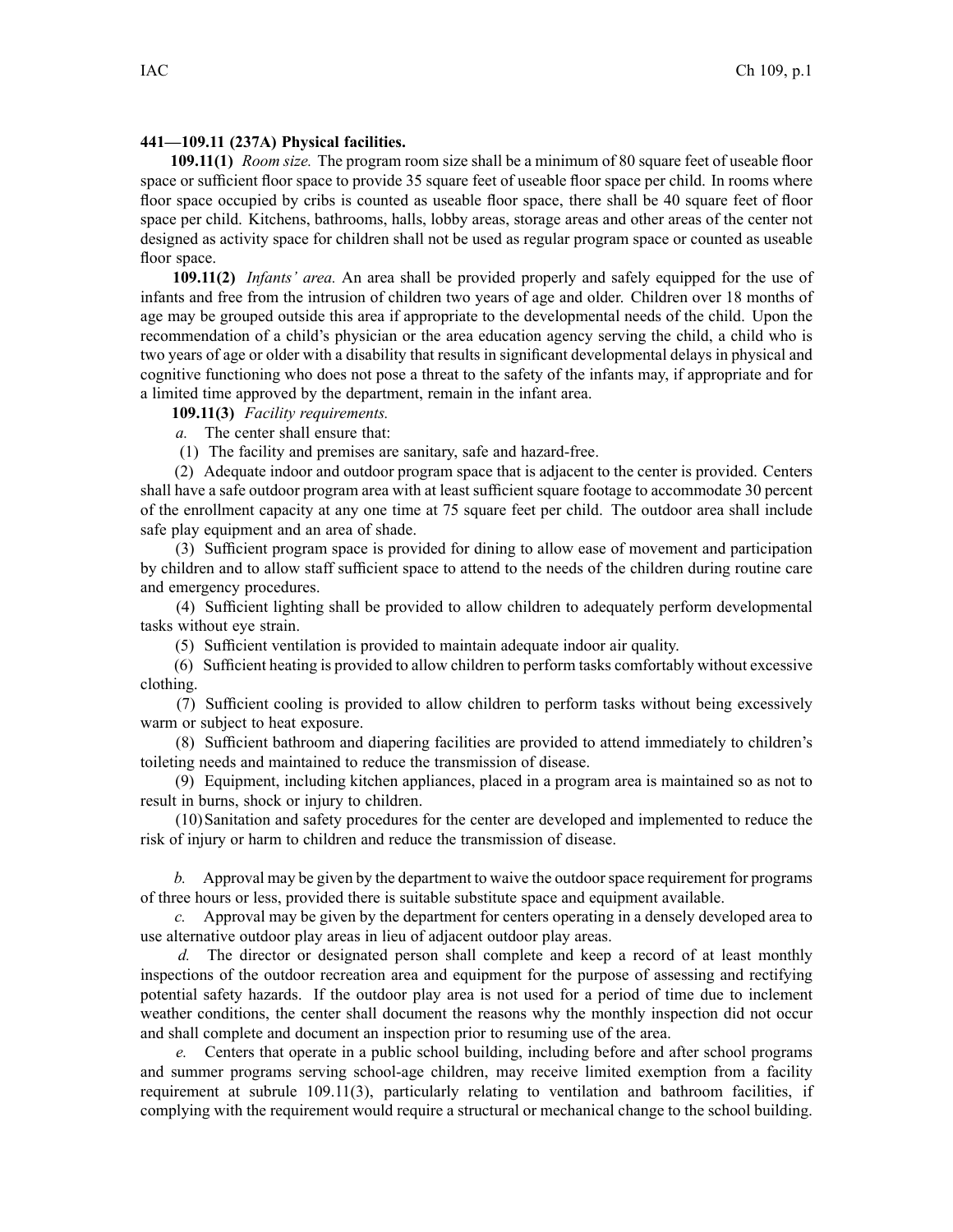**441—109.11 (237A) Physical facilities.**

**109.11(1)** *Room size.* The program room size shall be a minimum of 80 square feet of useable floor space or sufficient floor space to provide 35 square feet of useable floor space per child. In rooms where floor space occupied by cribs is counted as useable floor space, there shall be 40 square feet of floor space per child. Kitchens, bathrooms, halls, lobby areas, storage areas and other areas of the center not designed as activity space for children shall not be used as regular program space or counted as useable floor space.

**109.11(2)** *Infants' area.* An area shall be provided properly and safely equipped for the use of infants and free from the intrusion of children two years of age and older. Children over 18 months of age may be grouped outside this area if appropriate to the developmental needs of the child. Upon the recommendation of a child's physician or the area education agency serving the child, a child who is two years of age or older with a disability that results in significant developmental delays in physical and cognitive functioning who does not pose a threat to the safety of the infants may, if appropriate and for a limited time approved by the department, remain in the infant area.

**109.11(3)** *Facility requirements.*

*a.* The center shall ensure that:

(1) The facility and premises are sanitary, safe and hazard-free.

(2) Adequate indoor and outdoor program space that is adjacent to the center is provided. Centers shall have a safe outdoor program area with at least sufficient square footage to accommodate 30 percent of the enrollment capacity at any one time at 75 square feet per child. The outdoor area shall include safe play equipment and an area of shade.

(3) Sufficient program space is provided for dining to allow ease of movement and participation by children and to allow staff sufficient space to attend to the needs of the children during routine care and emergency procedures.

(4) Sufficient lighting shall be provided to allow children to adequately perform developmental tasks without eye strain.

(5) Sufficient ventilation is provided to maintain adequate indoor air quality.

(6) Sufficient heating is provided to allow children to perform tasks comfortably without excessive clothing.

(7) Sufficient cooling is provided to allow children to perform tasks without being excessively warm or subject to heat exposure.

(8) Sufficient bathroom and diapering facilities are provided to attend immediately to children's toileting needs and maintained to reduce the transmission of disease.

(9) Equipment, including kitchen appliances, placed in a program area is maintained so as not to result in burns, shock or injury to children.

(10) Sanitation and safety procedures for the center are developed and implemented to reduce the risk of injury or harm to children and reduce the transmission of disease.

*b.* Approval may be given by the department to waive the outdoor space requirement for programs of three hours or less, provided there is suitable substitute space and equipment available.

*c.* Approval may be given by the department for centers operating in a densely developed area to use alternative outdoor play areas in lieu of adjacent outdoor play areas.

*d.* The director or designated person shall complete and keep a record of at least monthly inspections of the outdoor recreation area and equipment for the purpose of assessing and rectifying potential safety hazards. If the outdoor play area is not used for a period of time due to inclement weather conditions, the center shall document the reasons why the monthly inspection did not occur and shall complete and document an inspection prior to resuming use of the area.

*e.* Centers that operate in a public school building, including before and after school programs and summer programs serving school-age children, may receive limited exemption from a facility requirement at subrule 109.11(3), particularly relating to ventilation and bathroom facilities, if complying with the requirement would require a structural or mechanical change to the school building.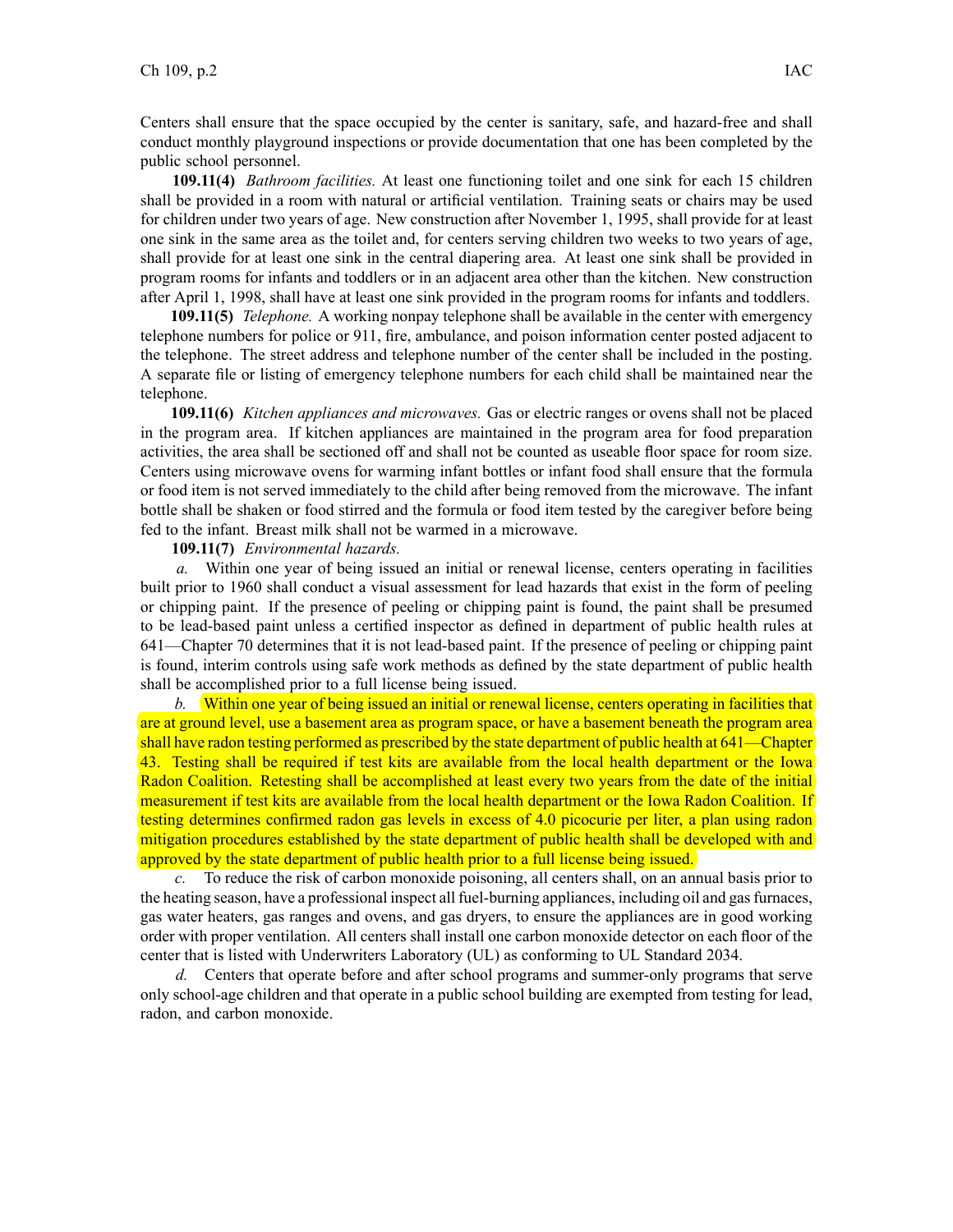Centers shall ensure that the space occupied by the center is sanitary, safe, and hazard-free and shall conduct monthly playground inspections or provide documentation that one has been completed by the public school personnel.

**109.11(4)** *Bathroom facilities.* At least one functioning toilet and one sink for each 15 children shall be provided in a room with natural or artificial ventilation. Training seats or chairs may be used for children under two years of age. New construction after November 1, 1995, shall provide for at least one sink in the same area as the toilet and, for centers serving children two weeks to two years of age, shall provide for at least one sink in the central diapering area. At least one sink shall be provided in program rooms for infants and toddlers or in an adjacent area other than the kitchen. New construction after April 1, 1998, shall have at least one sink provided in the program rooms for infants and toddlers.

**109.11(5)** *Telephone.* A working nonpay telephone shall be available in the center with emergency telephone numbers for police or 911, fire, ambulance, and poison information center posted adjacent to the telephone. The street address and telephone number of the center shall be included in the posting. A separate file or listing of emergency telephone numbers for each child shall be maintained near the telephone.

**109.11(6)** *Kitchen appliances and microwaves.* Gas or electric ranges or ovens shall not be placed in the program area. If kitchen appliances are maintained in the program area for food preparation activities, the area shall be sectioned off and shall not be counted as useable floor space for room size. Centers using microwave ovens for warming infant bottles or infant food shall ensure that the formula or food item is not served immediately to the child after being removed from the microwave. The infant bottle shall be shaken or food stirred and the formula or food item tested by the caregiver before being fed to the infant. Breast milk shall not be warmed in a microwave.

**109.11(7)** *Environmental hazards.*

*a.* Within one year of being issued an initial or renewal license, centers operating in facilities built prior to 1960 shall conduct a visual assessment for lead hazards that exist in the form of peeling or chipping paint. If the presence of peeling or chipping paint is found, the paint shall be presumed to be lead-based paint unless a certified inspector as defined in department of public health rules at 641—Chapter 70 determines that it is not lead-based paint. If the presence of peeling or chipping paint is found, interim controls using safe work methods as defined by the state department of public health shall be accomplished prior to a full license being issued.

*b.* Within one year of being issued an initial or renewal license, centers operating in facilities that are at ground level, use a basement area as program space, or have a basement beneath the program area shall have radon testing performed as prescribed by the state department of public health at 641—Chapter 43. Testing shall be required if test kits are available from the local health department or the Iowa Radon Coalition. Retesting shall be accomplished at least every two years from the date of the initial measurement if test kits are available from the local health department or the Iowa Radon Coalition. If testing determines confirmed radon gas levels in excess of 4.0 picocurie per liter, a plan using radon mitigation procedures established by the state department of public health shall be developed with and approved by the state department of public health prior to a full license being issued.

*c.* To reduce the risk of carbon monoxide poisoning, all centers shall, on an annual basis prior to the heating season, have a professional inspect all fuel-burning appliances, including oil and gas furnaces, gas water heaters, gas ranges and ovens, and gas dryers, to ensure the appliances are in good working order with proper ventilation. All centers shall install one carbon monoxide detector on each floor of the center that is listed with Underwriters Laboratory (UL) as conforming to UL Standard 2034.

*d.* Centers that operate before and after school programs and summer-only programs that serve only school-age children and that operate in a public school building are exempted from testing for lead, radon, and carbon monoxide.